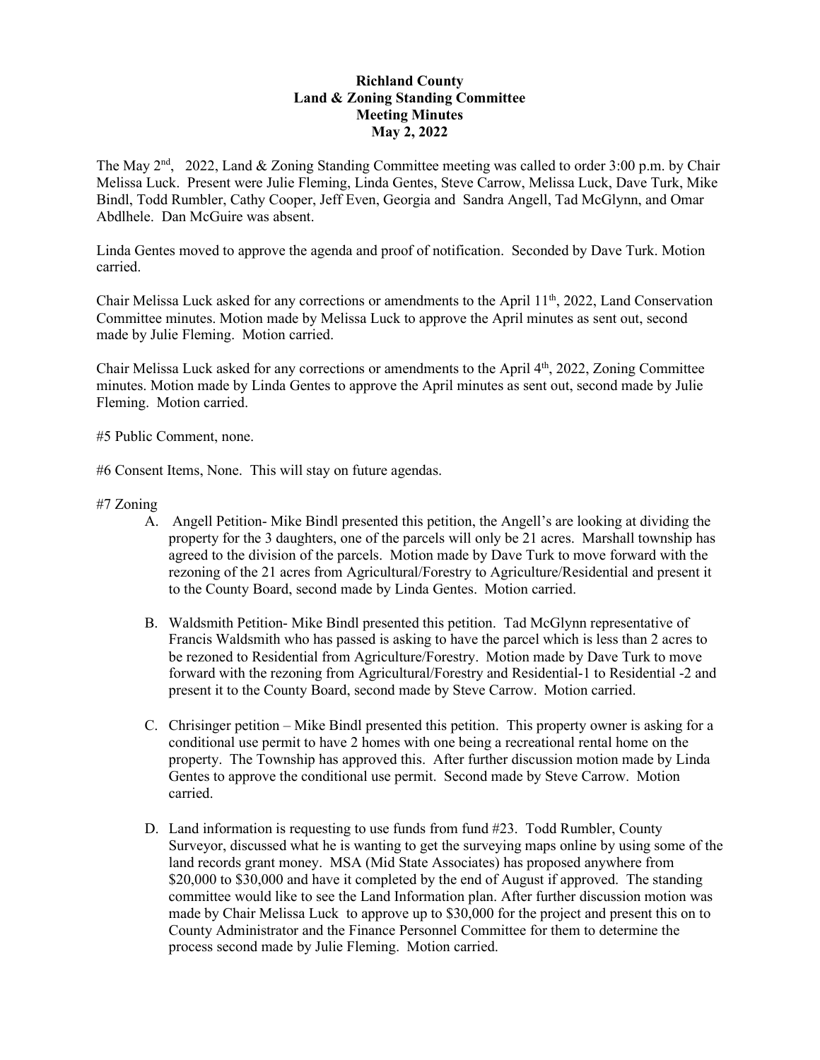**Richland County**
**Land & Zoning Standing Committee**
**Meeting Minutes**
**May 2, 2022**

The May 2nd, 2022, Land & Zoning Standing Committee meeting was called to order 3:00 p.m. by Chair Melissa Luck. Present were Julie Fleming, Linda Gentes, Steve Carrow, Melissa Luck, Dave Turk, Mike Bindl, Todd Rumbler, Cathy Cooper, Jeff Even, Georgia and Sandra Angell, Tad McGlynn, and Omar Abdlhele. Dan McGuire was absent.

Linda Gentes moved to approve the agenda and proof of notification. Seconded by Dave Turk. Motion carried.

Chair Melissa Luck asked for any corrections or amendments to the April 11th, 2022, Land Conservation Committee minutes. Motion made by Melissa Luck to approve the April minutes as sent out, second made by Julie Fleming. Motion carried.

Chair Melissa Luck asked for any corrections or amendments to the April 4th, 2022, Zoning Committee minutes. Motion made by Linda Gentes to approve the April minutes as sent out, second made by Julie Fleming. Motion carried.

#5 Public Comment, none.

#6 Consent Items, None. This will stay on future agendas.

#7 Zoning

A. Angell Petition- Mike Bindl presented this petition, the Angell's are looking at dividing the property for the 3 daughters, one of the parcels will only be 21 acres. Marshall township has agreed to the division of the parcels. Motion made by Dave Turk to move forward with the rezoning of the 21 acres from Agricultural/Forestry to Agriculture/Residential and present it to the County Board, second made by Linda Gentes. Motion carried.

B. Waldsmith Petition- Mike Bindl presented this petition. Tad McGlynn representative of Francis Waldsmith who has passed is asking to have the parcel which is less than 2 acres to be rezoned to Residential from Agriculture/Forestry. Motion made by Dave Turk to move forward with the rezoning from Agricultural/Forestry and Residential-1 to Residential -2 and present it to the County Board, second made by Steve Carrow. Motion carried.

C. Chrisinger petition – Mike Bindl presented this petition. This property owner is asking for a conditional use permit to have 2 homes with one being a recreational rental home on the property. The Township has approved this. After further discussion motion made by Linda Gentes to approve the conditional use permit. Second made by Steve Carrow. Motion carried.

D. Land information is requesting to use funds from fund #23. Todd Rumbler, County Surveyor, discussed what he is wanting to get the surveying maps online by using some of the land records grant money. MSA (Mid State Associates) has proposed anywhere from $20,000 to $30,000 and have it completed by the end of August if approved. The standing committee would like to see the Land Information plan. After further discussion motion was made by Chair Melissa Luck to approve up to $30,000 for the project and present this on to County Administrator and the Finance Personnel Committee for them to determine the process second made by Julie Fleming. Motion carried.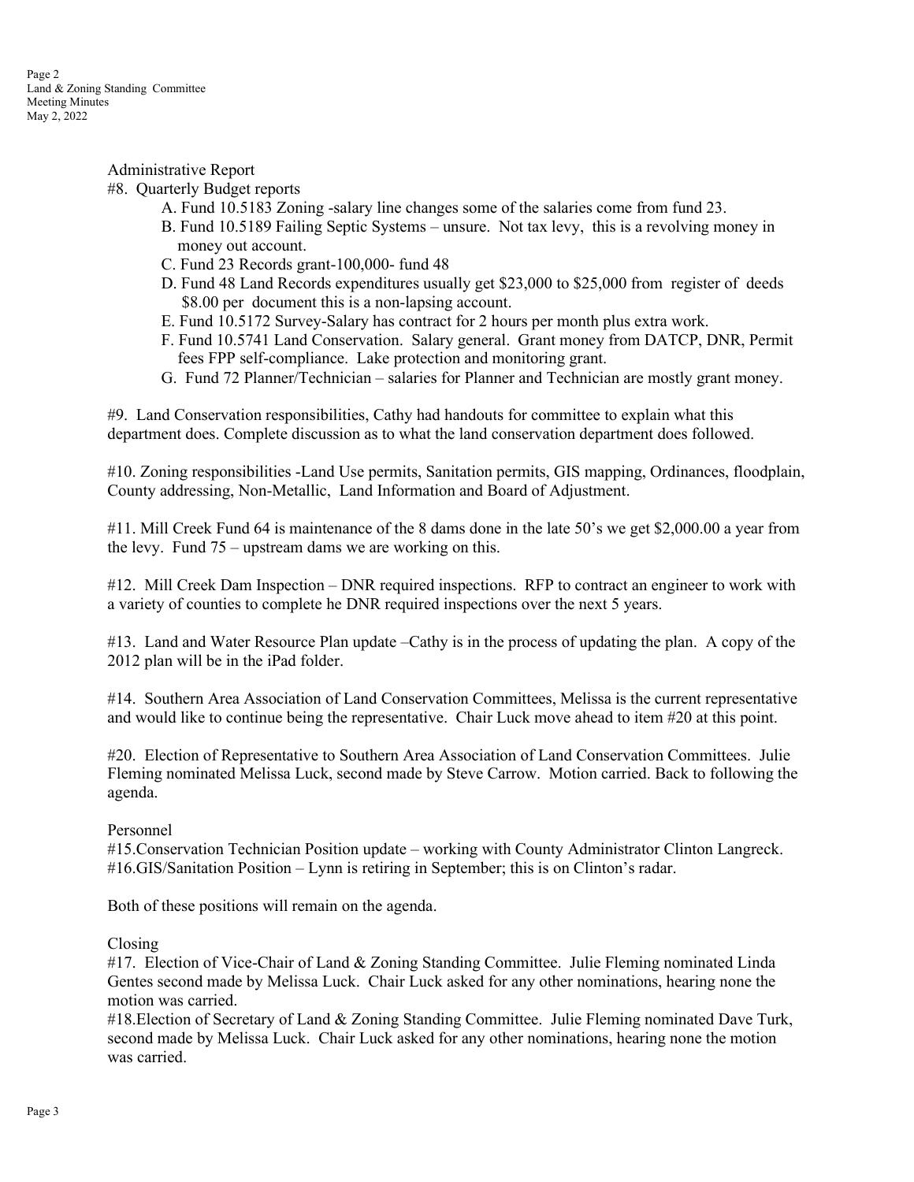Administrative Report

#8. Quarterly Budget reports

A. Fund 10.5183 Zoning -salary line changes some of the salaries come from fund 23.

B. Fund 10.5189 Failing Septic Systems – unsure. Not tax levy, this is a revolving money in money out account.

C. Fund 23 Records grant-100,000- fund 48

D. Fund 48 Land Records expenditures usually get $23,000 to $25,000 from register of deeds $8.00 per document this is a non-lapsing account.

E. Fund 10.5172 Survey-Salary has contract for 2 hours per month plus extra work.

F. Fund 10.5741 Land Conservation. Salary general. Grant money from DATCP, DNR, Permit fees FPP self-compliance. Lake protection and monitoring grant.

G. Fund 72 Planner/Technician – salaries for Planner and Technician are mostly grant money.

#9. Land Conservation responsibilities, Cathy had handouts for committee to explain what this department does. Complete discussion as to what the land conservation department does followed.

#10. Zoning responsibilities -Land Use permits, Sanitation permits, GIS mapping, Ordinances, floodplain, County addressing, Non-Metallic, Land Information and Board of Adjustment.

#11. Mill Creek Fund 64 is maintenance of the 8 dams done in the late 50's we get $2,000.00 a year from the levy. Fund 75 – upstream dams we are working on this.

#12. Mill Creek Dam Inspection – DNR required inspections. RFP to contract an engineer to work with a variety of counties to complete he DNR required inspections over the next 5 years.

#13. Land and Water Resource Plan update –Cathy is in the process of updating the plan. A copy of the 2012 plan will be in the iPad folder.

#14. Southern Area Association of Land Conservation Committees, Melissa is the current representative and would like to continue being the representative. Chair Luck move ahead to item #20 at this point.

#20. Election of Representative to Southern Area Association of Land Conservation Committees. Julie Fleming nominated Melissa Luck, second made by Steve Carrow. Motion carried. Back to following the agenda.

Personnel

#15.Conservation Technician Position update – working with County Administrator Clinton Langreck.
#16.GIS/Sanitation Position – Lynn is retiring in September; this is on Clinton's radar.

Both of these positions will remain on the agenda.

Closing

#17. Election of Vice-Chair of Land & Zoning Standing Committee. Julie Fleming nominated Linda Gentes second made by Melissa Luck. Chair Luck asked for any other nominations, hearing none the motion was carried.
#18.Election of Secretary of Land & Zoning Standing Committee. Julie Fleming nominated Dave Turk, second made by Melissa Luck. Chair Luck asked for any other nominations, hearing none the motion was carried.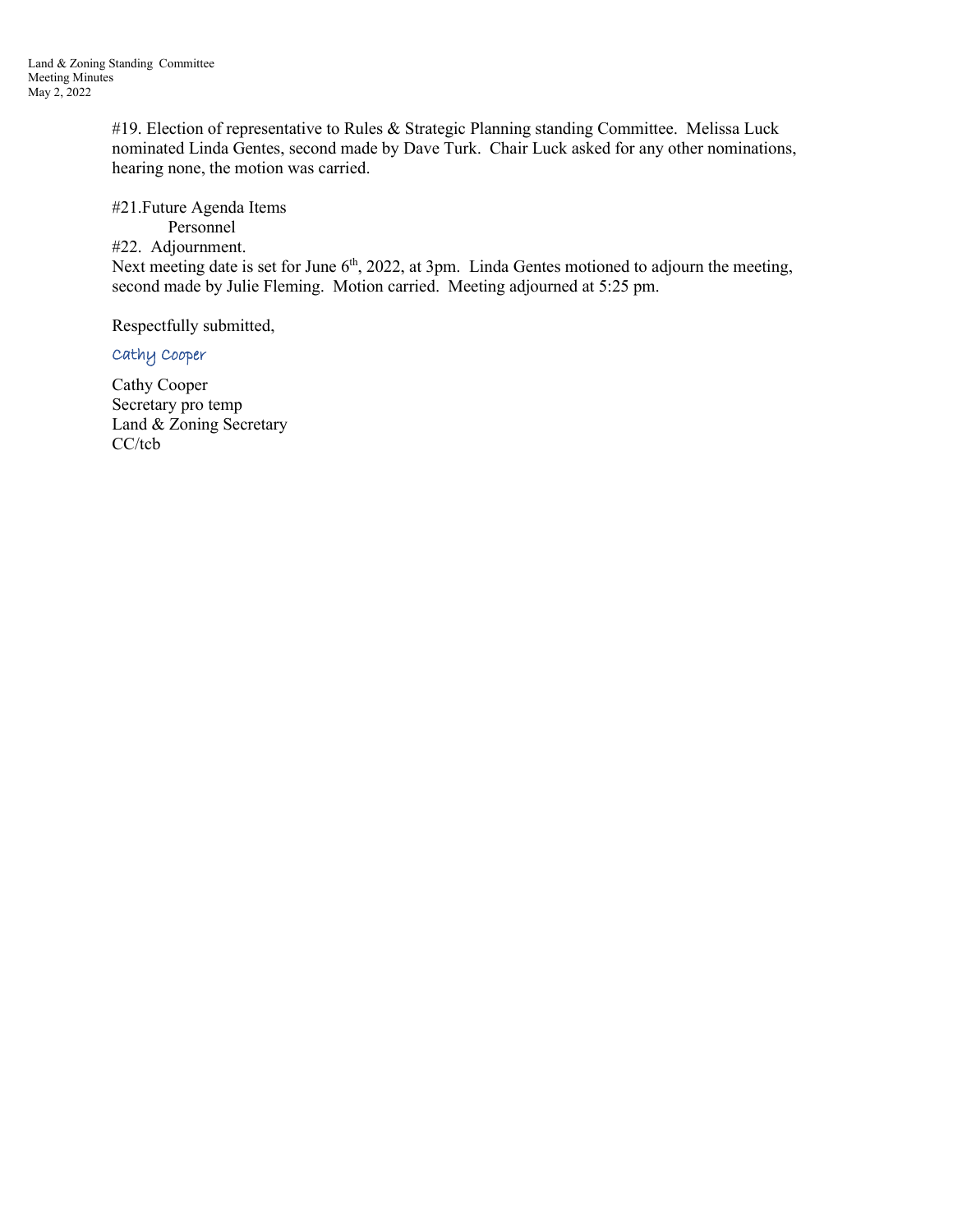#19. Election of representative to Rules & Strategic Planning standing Committee. Melissa Luck nominated Linda Gentes, second made by Dave Turk. Chair Luck asked for any other nominations, hearing none, the motion was carried.

#21.Future Agenda Items

Personnel

#22. Adjournment.

Next meeting date is set for June 6th, 2022, at 3pm. Linda Gentes motioned to adjourn the meeting, second made by Julie Fleming. Motion carried. Meeting adjourned at 5:25 pm.

Respectfully submitted,

Cathy Cooper

Cathy Cooper
Secretary pro temp
Land & Zoning Secretary
CC/tcb